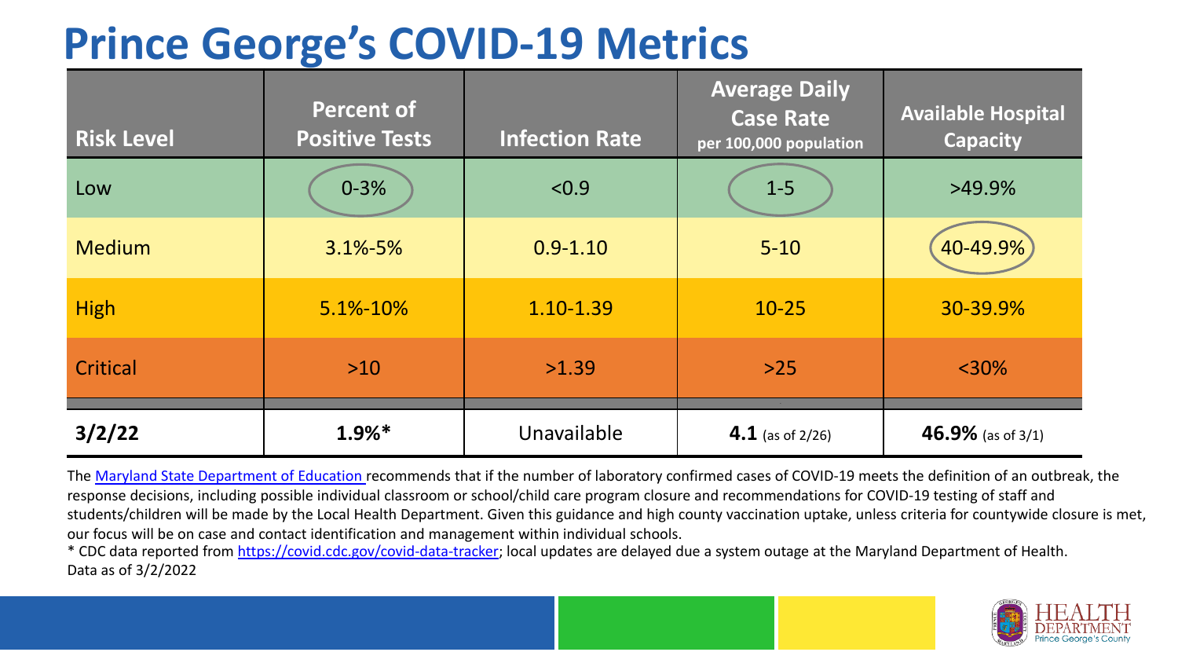# Prince George's COVID-19 Metrics

| Risk Level | Percent of Positive Tests | Infection Rate | Average Daily Case Rate per 100,000 population | Available Hospital Capacity |
|---|---|---|---|---|
| Low | 0-3% | <0.9 | 1-5 | >49.9% |
| Medium | 3.1%-5% | 0.9-1.10 | 5-10 | 40-49.9% |
| High | 5.1%-10% | 1.10-1.39 | 10-25 | 30-39.9% |
| Critical | >10 | >1.39 | >25 | <30% |
| **3/2/22** | **1.9%*** | Unavailable | **4.1** (as of 2/26) | **46.9%** (as of 3/1) |

The Maryland State Department of Education recommends that if the number of laboratory confirmed cases of COVID-19 meets the definition of an outbreak, the response decisions, including possible individual classroom or school/child care program closure and recommendations for COVID-19 testing of staff and students/children will be made by the Local Health Department. Given this guidance and high county vaccination uptake, unless criteria for countywide closure is met, our focus will be on case and contact identification and management within individual schools.

* CDC data reported from https://covid.cdc.gov/covid-data-tracker; local updates are delayed due a system outage at the Maryland Department of Health.

Data as of 3/2/2022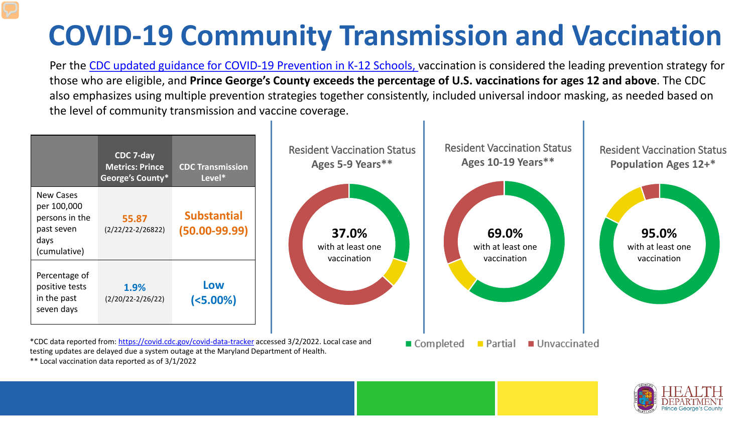# COVID-19 Community Transmission and Vaccination

Per the CDC updated guidance for COVID-19 Prevention in K-12 Schools, vaccination is considered the leading prevention strategy for those who are eligible, and **Prince George's County exceeds the percentage of U.S. vaccinations for ages 12 and above**. The CDC also emphasizes using multiple prevention strategies together consistently, included universal indoor masking, as needed based on the level of community transmission and vaccine coverage.

| | CDC 7-day Metrics: Prince George's County* | CDC Transmission Level* |
|---|---|---|
| New Cases per 100,000 persons in the past seven days (cumulative) | **55.87** (2/22/22-2/26822) | **Substantial (50.00-99.99)** |
| Percentage of positive tests in the past seven days | **1.9%** (2/20/22-2/26/22) | **Low (<5.00%)** |

Resident Vaccination Status
**Ages 5-9 Years****

**37.0%** with at least one vaccination

Resident Vaccination Status
**Ages 10-19 Years****

**69.0%** with at least one vaccination

Resident Vaccination Status
**Population Ages 12+***

**95.0%** with at least one vaccination

Completed | Partial | Unvaccinated

*CDC data reported from: https://covid.cdc.gov/covid-data-tracker accessed 3/2/2022. Local case and testing updates are delayed due a system outage at the Maryland Department of Health.

** Local vaccination data reported as of 3/1/2022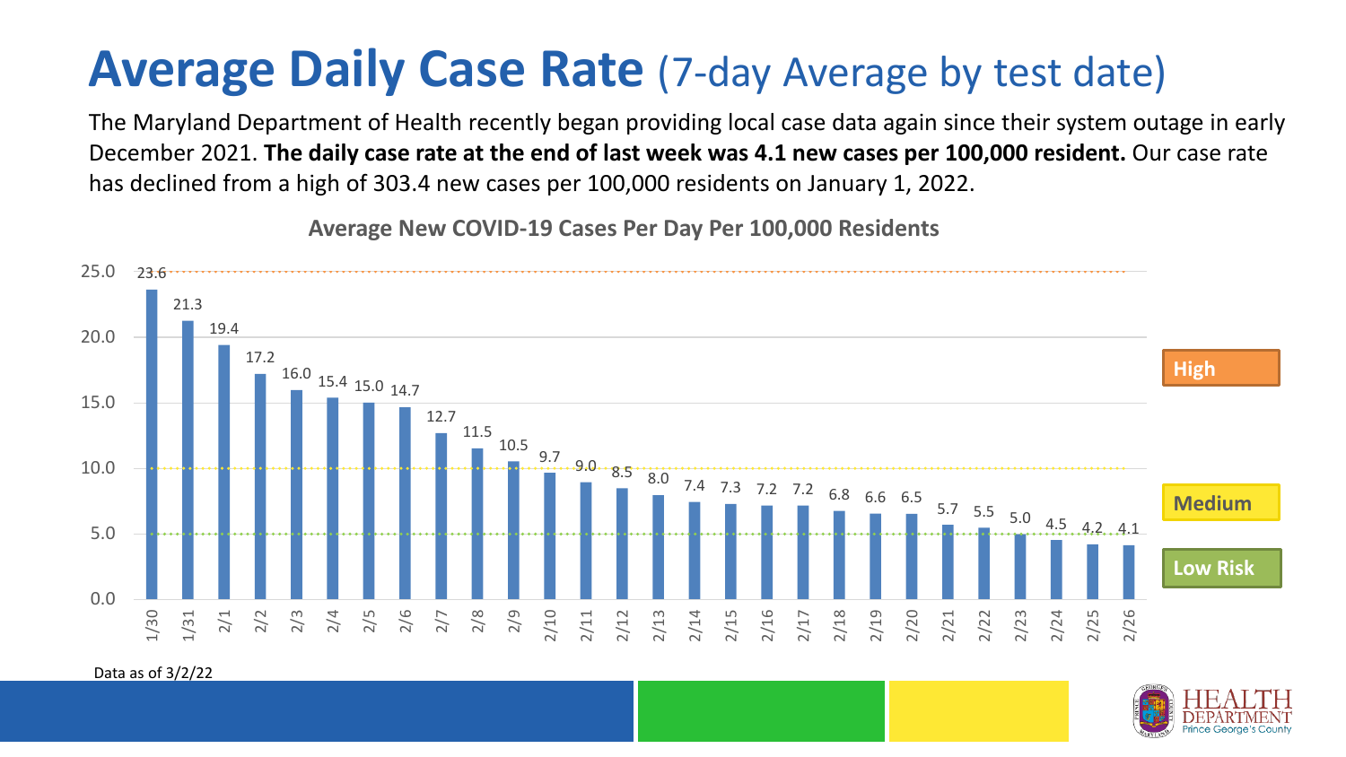# **Average Daily Case Rate** (7-day Average by test date)

The Maryland Department of Health recently began providing local case data again since their system outage in early December 2021. **The daily case rate at the end of last week was 4.1 new cases per 100,000 resident.** Our case rate has declined from a high of 303.4 new cases per 100,000 residents on January 1, 2022.

**Average New COVID-19 Cases Per Day Per 100,000 Residents**

| Date | Cases per 100,000 |
|---|---|
| 1/30 | 23.6 |
| 1/31 | 21.3 |
| 2/1 | 19.4 |
| 2/2 | 17.2 |
| 2/3 | 16.0 |
| 2/4 | 15.4 |
| 2/5 | 15.0 |
| 2/6 | 14.7 |
| 2/7 | 12.7 |
| 2/8 | 11.5 |
| 2/9 | 10.5 |
| 2/10 | 9.7 |
| 2/11 | 9.0 |
| 2/12 | 8.5 |
| 2/13 | 8.0 |
| 2/14 | 7.4 |
| 2/15 | 7.3 |
| 2/16 | 7.2 |
| 2/17 | 7.2 |
| 2/18 | 6.8 |
| 2/19 | 6.6 |
| 2/20 | 6.5 |
| 2/21 | 5.7 |
| 2/22 | 5.5 |
| 2/23 | 5.0 |
| 2/24 | 4.5 |
| 2/25 | 4.2 |
| 2/26 | 4.1 |

High | Medium | Low Risk

Data as of 3/2/22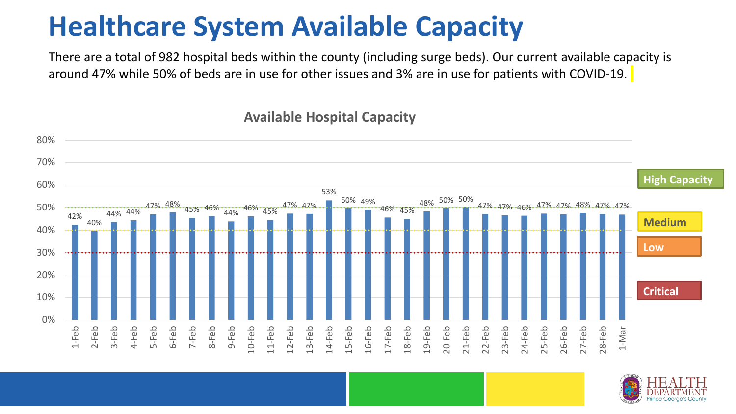# Healthcare System Available Capacity

There are a total of 982 hospital beds within the county (including surge beds). Our current available capacity is around 47% while 50% of beds are in use for other issues and 3% are in use for patients with COVID-19.

**Available Hospital Capacity**

80%
70%
60%
50%
40%
30%
20%
10%
0%

42% 40% 44% 44% 47% 48% 45% 46% 44% 46% 45% 47% 47% 53% 50% 49% 46% 45% 48% 50% 50% 47% 47% 46% 47% 47% 48% 47% 47%

1-Feb 2-Feb 3-Feb 4-Feb 5-Feb 6-Feb 7-Feb 8-Feb 9-Feb 10-Feb 11-Feb 12-Feb 13-Feb 14-Feb 15-Feb 16-Feb 17-Feb 18-Feb 19-Feb 20-Feb 21-Feb 22-Feb 23-Feb 24-Feb 25-Feb 26-Feb 27-Feb 28-Feb 1-Mar

High Capacity

Medium

Low

Critical

HEALTH DEPARTMENT
Prince George's County